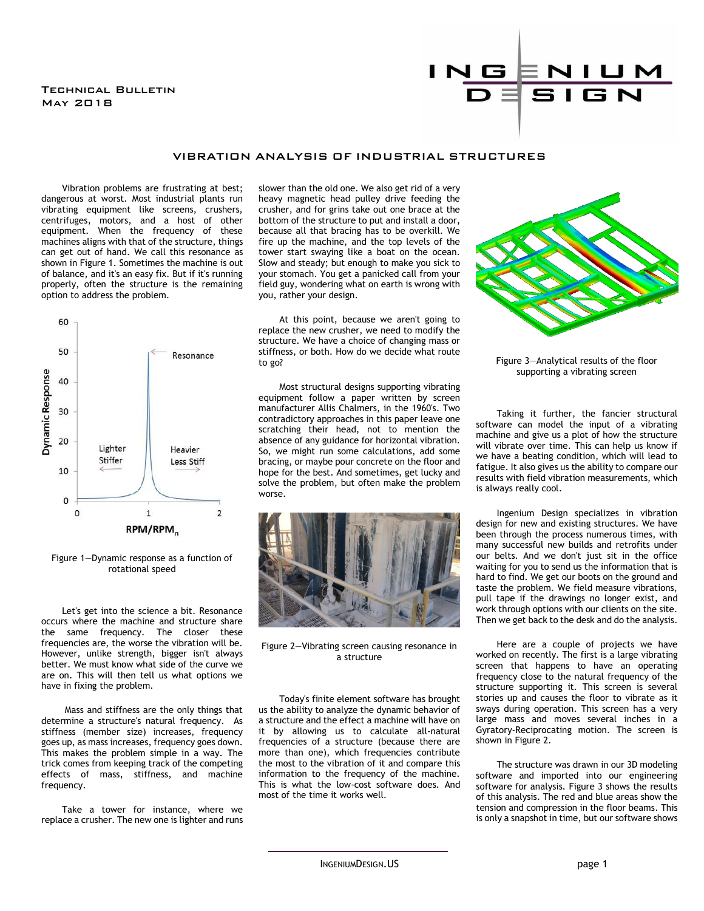Technical Bulletin
May 2018

# VIBRATION ANALYSIS OF INDUSTRIAL STRUCTURES

Vibration problems are frustrating at best; dangerous at worst. Most industrial plants run vibrating equipment like screens, crushers, centrifuges, motors, and a host of other equipment. When the frequency of these machines aligns with that of the structure, things can get out of hand. We call this resonance as shown in Figure 1. Sometimes the machine is out of balance, and it's an easy fix. But if it's running properly, often the structure is the remaining option to address the problem.

Figure 1—Dynamic response as a function of rotational speed

Let's get into the science a bit. Resonance occurs where the machine and structure share the same frequency. The closer these frequencies are, the worse the vibration will be. However, unlike strength, bigger isn't always better. We must know what side of the curve we are on. This will then tell us what options we have in fixing the problem.

Mass and stiffness are the only things that determine a structure's natural frequency. As stiffness (member size) increases, frequency goes up, as mass increases, frequency goes down. This makes the problem simple in a way. The trick comes from keeping track of the competing effects of mass, stiffness, and machine frequency.

Take a tower for instance, where we replace a crusher. The new one is lighter and runs slower than the old one. We also get rid of a very heavy magnetic head pulley drive feeding the crusher, and for grins take out one brace at the bottom of the structure to put and install a door, because all that bracing has to be overkill. We fire up the machine, and the top levels of the tower start swaying like a boat on the ocean. Slow and steady; but enough to make you sick to your stomach. You get a panicked call from your field guy, wondering what on earth is wrong with you, rather your design.

At this point, because we aren't going to replace the new crusher, we need to modify the structure. We have a choice of changing mass or stiffness, or both. How do we decide what route to go?

Most structural designs supporting vibrating equipment follow a paper written by screen manufacturer Allis Chalmers, in the 1960's. Two contradictory approaches in this paper leave one scratching their head, not to mention the absence of any guidance for horizontal vibration. So, we might run some calculations, add some bracing, or maybe pour concrete on the floor and hope for the best. And sometimes, get lucky and solve the problem, but often make the problem worse.

Figure 2—Vibrating screen causing resonance in a structure

Today's finite element software has brought us the ability to analyze the dynamic behavior of a structure and the effect a machine will have on it by allowing us to calculate all-natural frequencies of a structure (because there are more than one), which frequencies contribute the most to the vibration of it and compare this information to the frequency of the machine. This is what the low-cost software does. And most of the time it works well.

Figure 3—Analytical results of the floor supporting a vibrating screen

Taking it further, the fancier structural software can model the input of a vibrating machine and give us a plot of how the structure will vibrate over time. This can help us know if we have a beating condition, which will lead to fatigue. It also gives us the ability to compare our results with field vibration measurements, which is always really cool.

Ingenium Design specializes in vibration design for new and existing structures. We have been through the process numerous times, with many successful new builds and retrofits under our belts. And we don't just sit in the office waiting for you to send us the information that is hard to find. We get our boots on the ground and taste the problem. We field measure vibrations, pull tape if the drawings no longer exist, and work through options with our clients on the site. Then we get back to the desk and do the analysis.

Here are a couple of projects we have worked on recently. The first is a large vibrating screen that happens to have an operating frequency close to the natural frequency of the structure supporting it. This screen is several stories up and causes the floor to vibrate as it sways during operation. This screen has a very large mass and moves several inches in a Gyratory-Reciprocating motion. The screen is shown in Figure 2.

The structure was drawn in our 3D modeling software and imported into our engineering software for analysis. Figure 3 shows the results of this analysis. The red and blue areas show the tension and compression in the floor beams. This is only a snapshot in time, but our software shows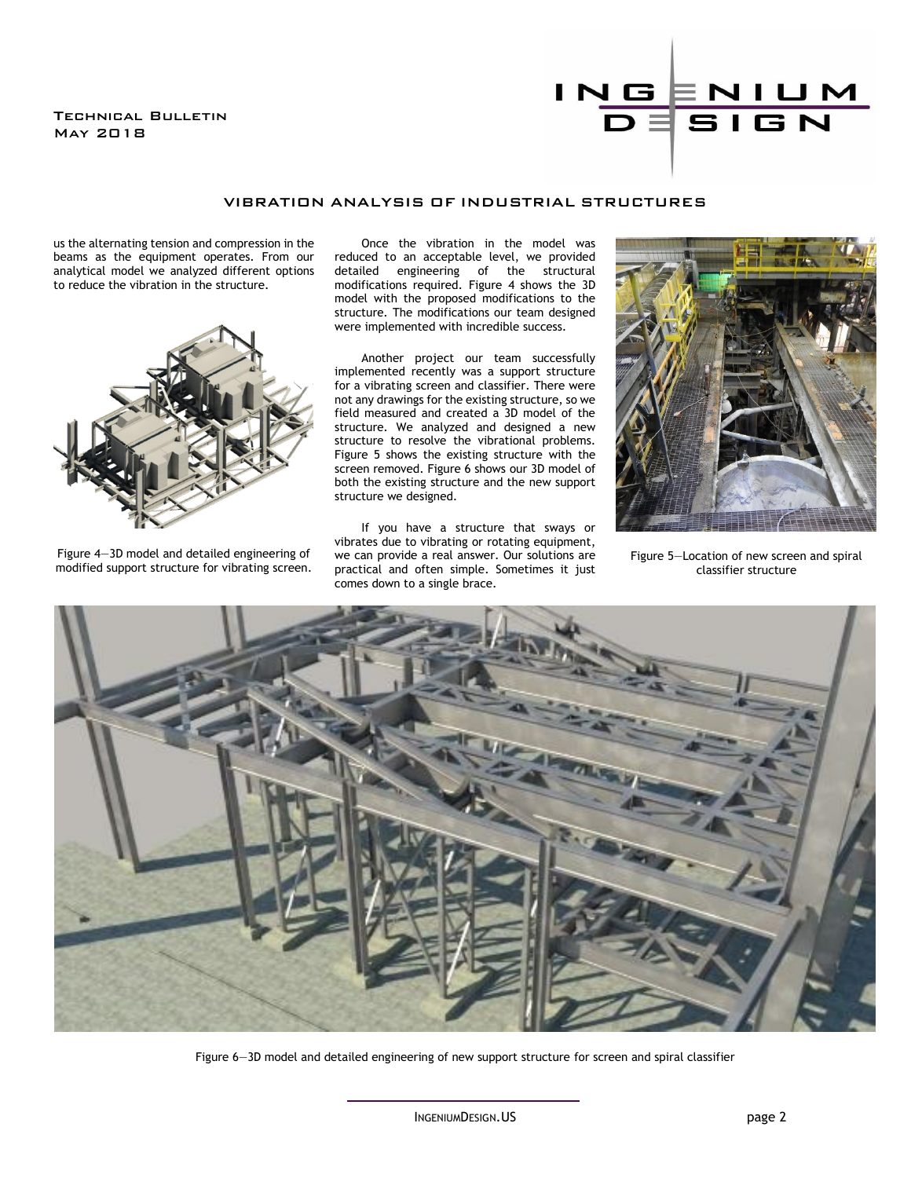## VIBRATION ANALYSIS OF INDUSTRIAL STRUCTURES

us the alternating tension and compression in the beams as the equipment operates. From our analytical model we analyzed different options to reduce the vibration in the structure.

Figure 4—3D model and detailed engineering of modified support structure for vibrating screen.

Once the vibration in the model was reduced to an acceptable level, we provided detailed engineering of the structural modifications required. Figure 4 shows the 3D model with the proposed modifications to the structure. The modifications our team designed were implemented with incredible success.

Another project our team successfully implemented recently was a support structure for a vibrating screen and classifier. There were not any drawings for the existing structure, so we field measured and created a 3D model of the structure. We analyzed and designed a new structure to resolve the vibrational problems. Figure 5 shows the existing structure with the screen removed. Figure 6 shows our 3D model of both the existing structure and the new support structure we designed.

If you have a structure that sways or vibrates due to vibrating or rotating equipment, we can provide a real answer. Our solutions are practical and often simple. Sometimes it just comes down to a single brace.

Figure 5—Location of new screen and spiral classifier structure

Figure 6—3D model and detailed engineering of new support structure for screen and spiral classifier